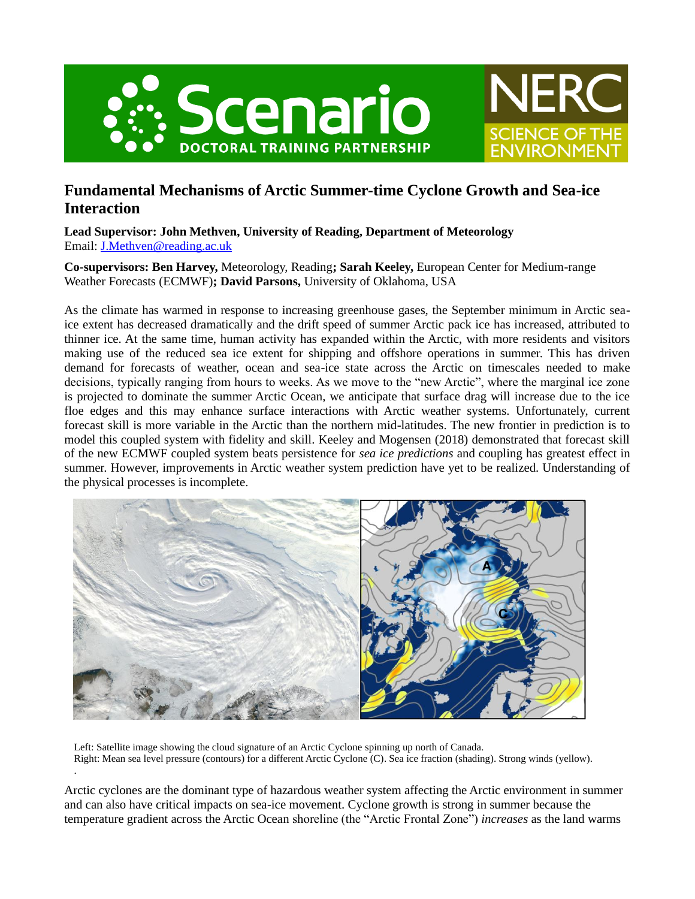# Fundamental Mechanisms of Arctic Summer-time Cyclone Growth and Sea-ice Interaction

**Lead Supervisor: John Methven, University of Reading, Department of Meteorology**
Email: J.Methven@reading.ac.uk

**Co-supervisors: Ben Harvey,** Meteorology, Reading**; Sarah Keeley,** European Center for Medium-range Weather Forecasts (ECMWF)**; David Parsons,** University of Oklahoma, USA

As the climate has warmed in response to increasing greenhouse gases, the September minimum in Arctic sea-ice extent has decreased dramatically and the drift speed of summer Arctic pack ice has increased, attributed to thinner ice. At the same time, human activity has expanded within the Arctic, with more residents and visitors making use of the reduced sea ice extent for shipping and offshore operations in summer. This has driven demand for forecasts of weather, ocean and sea-ice state across the Arctic on timescales needed to make decisions, typically ranging from hours to weeks. As we move to the "new Arctic", where the marginal ice zone is projected to dominate the summer Arctic Ocean, we anticipate that surface drag will increase due to the ice floe edges and this may enhance surface interactions with Arctic weather systems. Unfortunately, current forecast skill is more variable in the Arctic than the northern mid-latitudes. The new frontier in prediction is to model this coupled system with fidelity and skill. Keeley and Mogensen (2018) demonstrated that forecast skill of the new ECMWF coupled system beats persistence for *sea ice predictions* and coupling has greatest effect in summer. However, improvements in Arctic weather system prediction have yet to be realized. Understanding of the physical processes is incomplete.

Left: Satellite image showing the cloud signature of an Arctic Cyclone spinning up north of Canada.
Right: Mean sea level pressure (contours) for a different Arctic Cyclone (C). Sea ice fraction (shading). Strong winds (yellow).

Arctic cyclones are the dominant type of hazardous weather system affecting the Arctic environment in summer and can also have critical impacts on sea-ice movement. Cyclone growth is strong in summer because the temperature gradient across the Arctic Ocean shoreline (the "Arctic Frontal Zone") *increases* as the land warms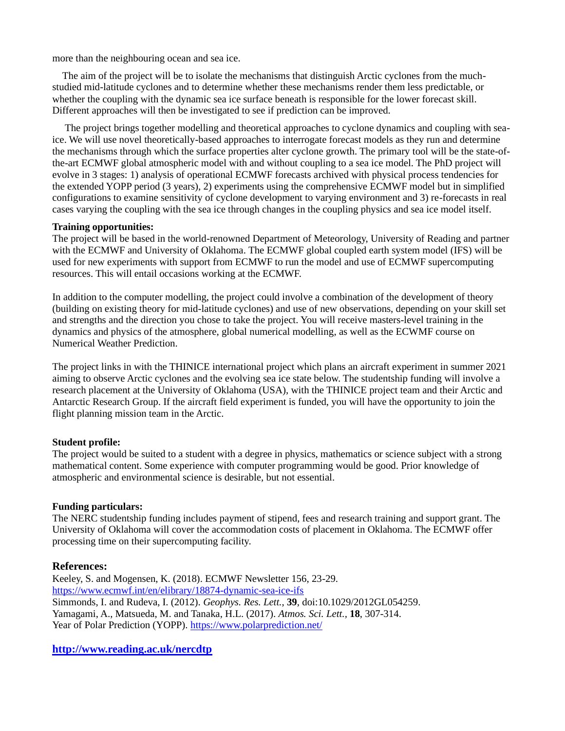more than the neighbouring ocean and sea ice.

The aim of the project will be to isolate the mechanisms that distinguish Arctic cyclones from the much-studied mid-latitude cyclones and to determine whether these mechanisms render them less predictable, or whether the coupling with the dynamic sea ice surface beneath is responsible for the lower forecast skill. Different approaches will then be investigated to see if prediction can be improved.

The project brings together modelling and theoretical approaches to cyclone dynamics and coupling with sea-ice. We will use novel theoretically-based approaches to interrogate forecast models as they run and determine the mechanisms through which the surface properties alter cyclone growth. The primary tool will be the state-of-the-art ECMWF global atmospheric model with and without coupling to a sea ice model. The PhD project will evolve in 3 stages: 1) analysis of operational ECMWF forecasts archived with physical process tendencies for the extended YOPP period (3 years), 2) experiments using the comprehensive ECMWF model but in simplified configurations to examine sensitivity of cyclone development to varying environment and 3) re-forecasts in real cases varying the coupling with the sea ice through changes in the coupling physics and sea ice model itself.

**Training opportunities:**
The project will be based in the world-renowned Department of Meteorology, University of Reading and partner with the ECMWF and University of Oklahoma. The ECMWF global coupled earth system model (IFS) will be used for new experiments with support from ECMWF to run the model and use of ECMWF supercomputing resources. This will entail occasions working at the ECMWF.

In addition to the computer modelling, the project could involve a combination of the development of theory (building on existing theory for mid-latitude cyclones) and use of new observations, depending on your skill set and strengths and the direction you chose to take the project. You will receive masters-level training in the dynamics and physics of the atmosphere, global numerical modelling, as well as the ECWMF course on Numerical Weather Prediction.

The project links in with the THINICE international project which plans an aircraft experiment in summer 2021 aiming to observe Arctic cyclones and the evolving sea ice state below. The studentship funding will involve a research placement at the University of Oklahoma (USA), with the THINICE project team and their Arctic and Antarctic Research Group. If the aircraft field experiment is funded, you will have the opportunity to join the flight planning mission team in the Arctic.

**Student profile:**
The project would be suited to a student with a degree in physics, mathematics or science subject with a strong mathematical content. Some experience with computer programming would be good. Prior knowledge of atmospheric and environmental science is desirable, but not essential.

**Funding particulars:**
The NERC studentship funding includes payment of stipend, fees and research training and support grant. The University of Oklahoma will cover the accommodation costs of placement in Oklahoma. The ECMWF offer processing time on their supercomputing facility.

## References:

Keeley, S. and Mogensen, K. (2018). ECMWF Newsletter 156, 23-29. https://www.ecmwf.int/en/elibrary/18874-dynamic-sea-ice-ifs
Simmonds, I. and Rudeva, I. (2012). *Geophys. Res. Lett.*, **39**, doi:10.1029/2012GL054259.
Yamagami, A., Matsueda, M. and Tanaka, H.L. (2017). *Atmos. Sci. Lett.*, **18**, 307-314.
Year of Polar Prediction (YOPP). https://www.polarprediction.net/

**http://www.reading.ac.uk/nercdtp**